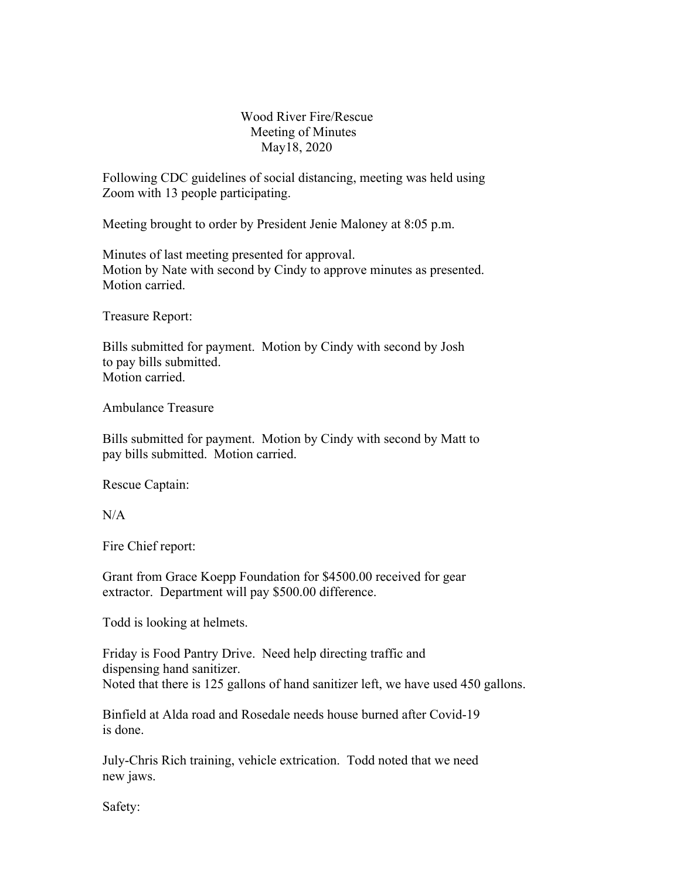# Wood River Fire/Rescue
## Meeting of Minutes
### May18, 2020

Following CDC guidelines of social distancing, meeting was held using Zoom with 13 people participating.

Meeting brought to order by President Jenie Maloney at 8:05 p.m.

Minutes of last meeting presented for approval.
Motion by Nate with second by Cindy to approve minutes as presented.
Motion carried.

Treasure Report:

Bills submitted for payment. Motion by Cindy with second by Josh to pay bills submitted.
Motion carried.

Ambulance Treasure

Bills submitted for payment. Motion by Cindy with second by Matt to pay bills submitted. Motion carried.

Rescue Captain:

N/A

Fire Chief report:

Grant from Grace Koepp Foundation for $4500.00 received for gear extractor. Department will pay $500.00 difference.

Todd is looking at helmets.

Friday is Food Pantry Drive. Need help directing traffic and dispensing hand sanitizer.
Noted that there is 125 gallons of hand sanitizer left, we have used 450 gallons.

Binfield at Alda road and Rosedale needs house burned after Covid-19 is done.

July-Chris Rich training, vehicle extrication. Todd noted that we need new jaws.

Safety: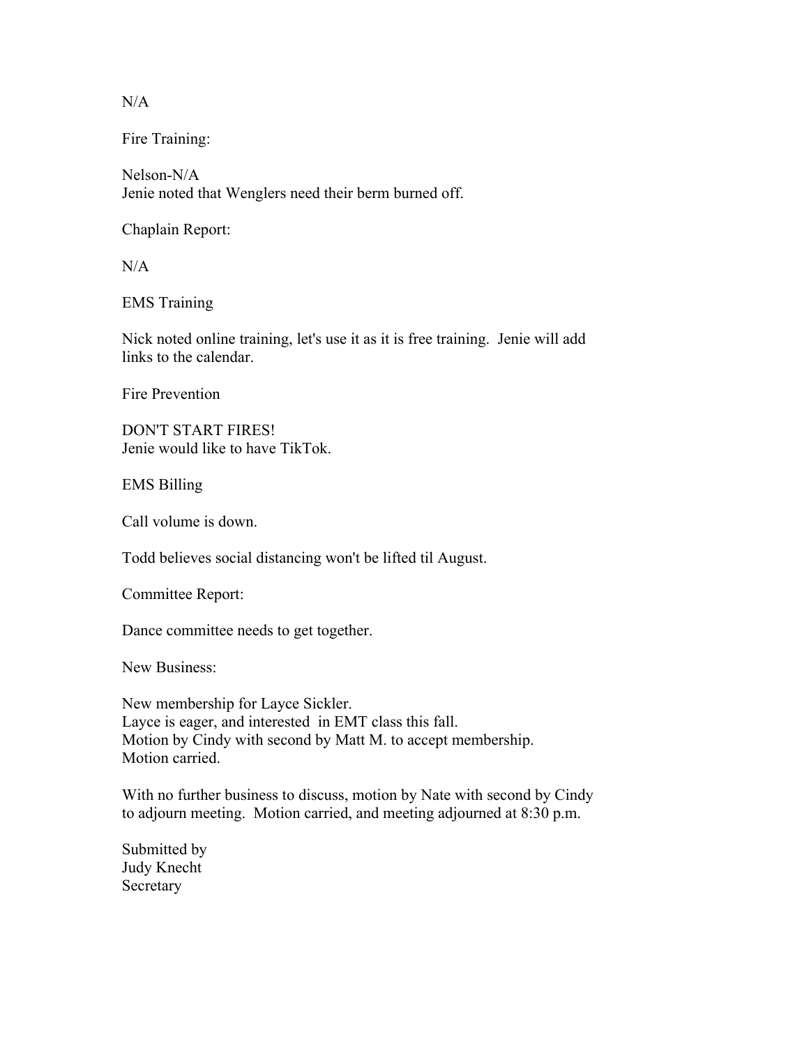N/A

Fire Training:

Nelson-N/A
Jenie noted that Wenglers need their berm burned off.

Chaplain Report:

N/A

EMS Training

Nick noted online training, let's use it as it is free training. Jenie will add links to the calendar.

Fire Prevention

DON'T START FIRES!
Jenie would like to have TikTok.

EMS Billing

Call volume is down.

Todd believes social distancing won't be lifted til August.

Committee Report:

Dance committee needs to get together.

New Business:

New membership for Layce Sickler.
Layce is eager, and interested in EMT class this fall.
Motion by Cindy with second by Matt M. to accept membership.
Motion carried.

With no further business to discuss, motion by Nate with second by Cindy to adjourn meeting. Motion carried, and meeting adjourned at 8:30 p.m.

Submitted by
Judy Knecht
Secretary